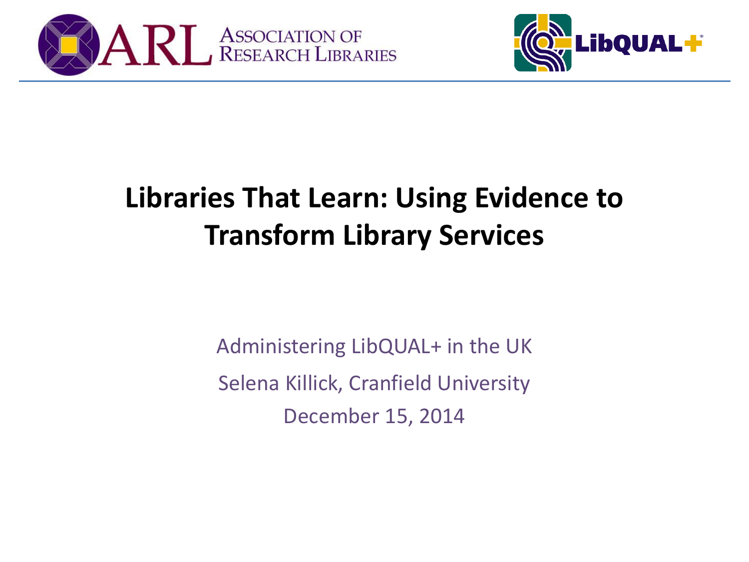ARL Association of Research Libraries

LibQUAL+®

# Libraries That Learn: Using Evidence to Transform Library Services

Administering LibQUAL+ in the UK

Selena Killick, Cranfield University

December 15, 2014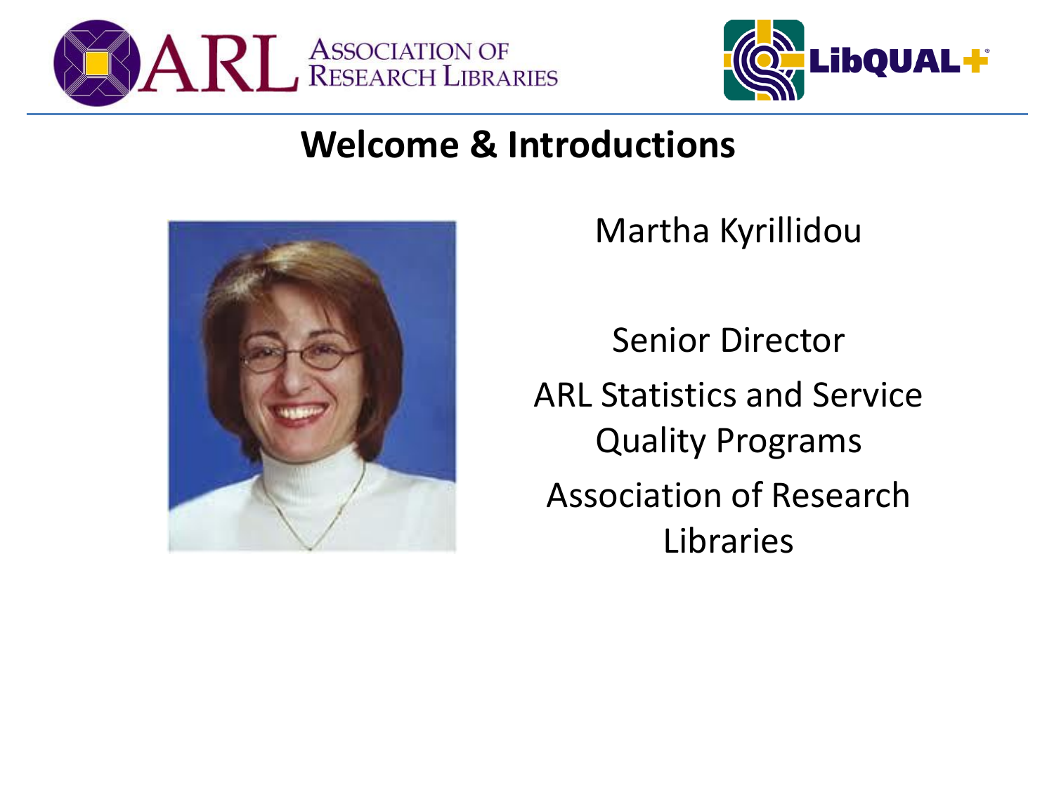# Welcome & Introductions

Martha Kyrillidou

Senior Director

ARL Statistics and Service Quality Programs

Association of Research Libraries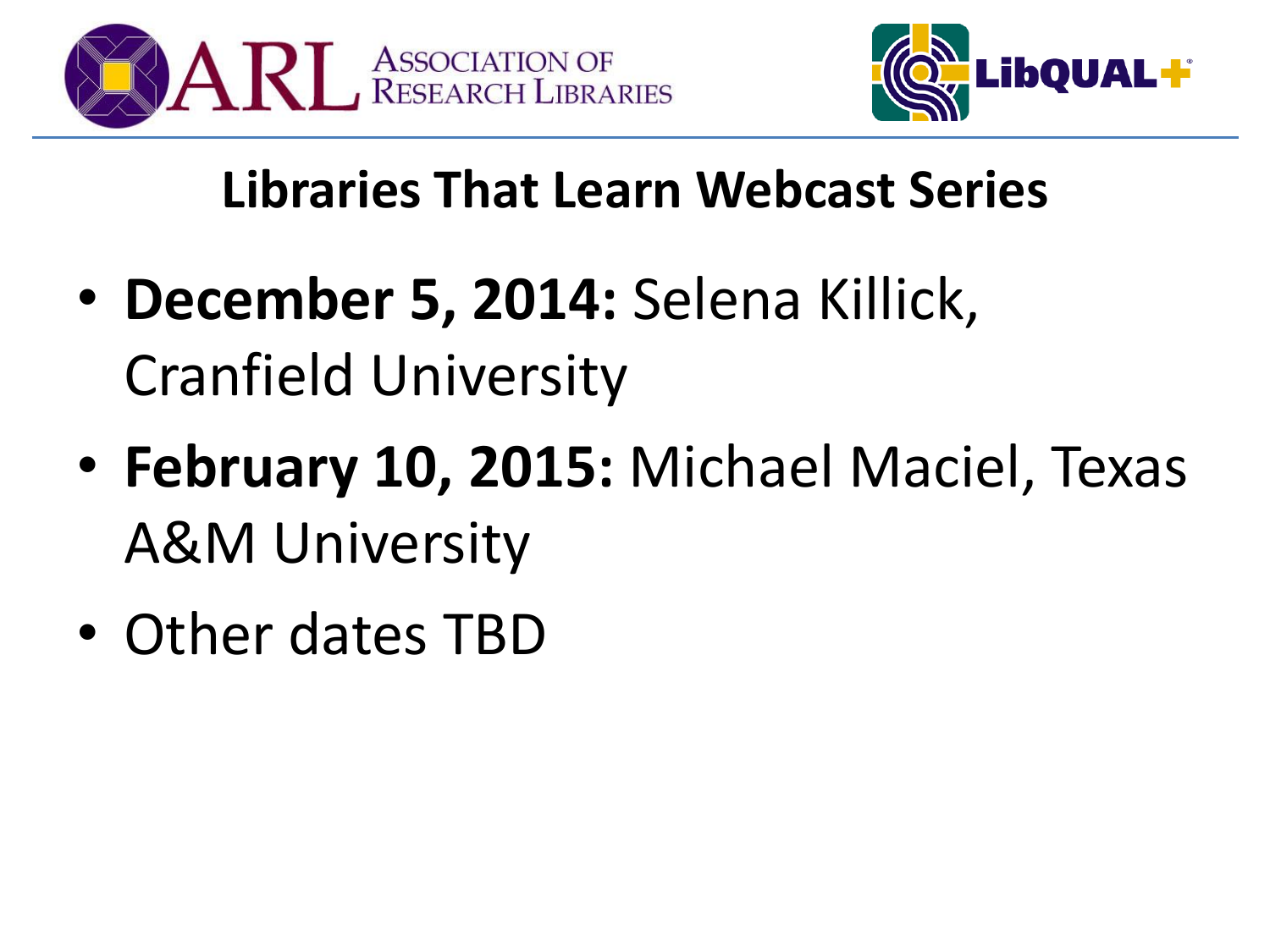# Libraries That Learn Webcast Series

- **December 5, 2014:** Selena Killick, Cranfield University
- **February 10, 2015:** Michael Maciel, Texas A&M University
- Other dates TBD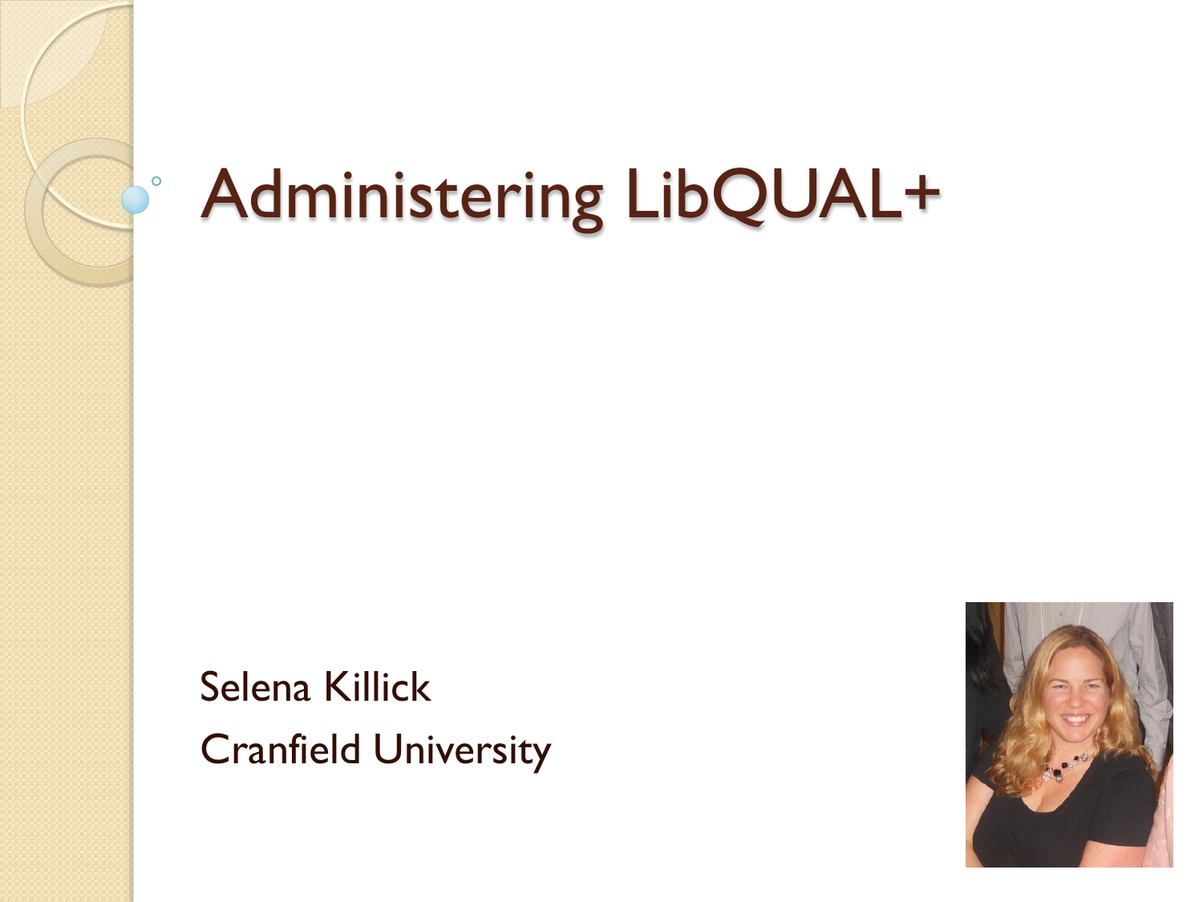# Administering LibQUAL+

Selena Killick

Cranfield University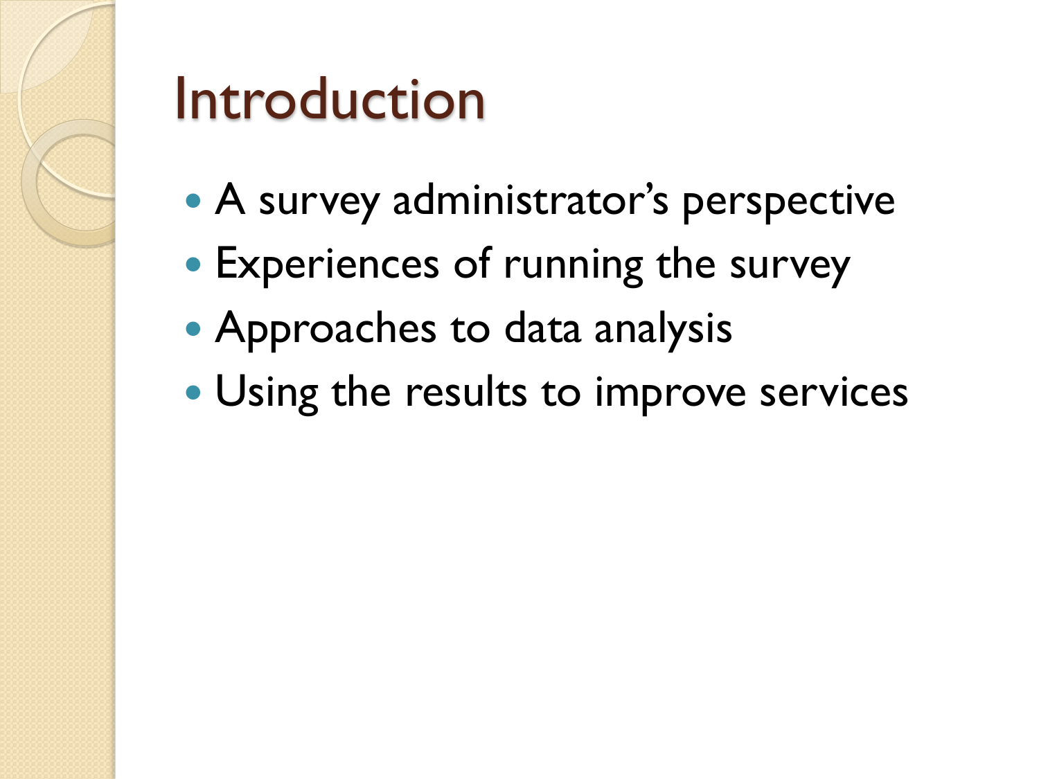# Introduction

- A survey administrator's perspective
- Experiences of running the survey
- Approaches to data analysis
- Using the results to improve services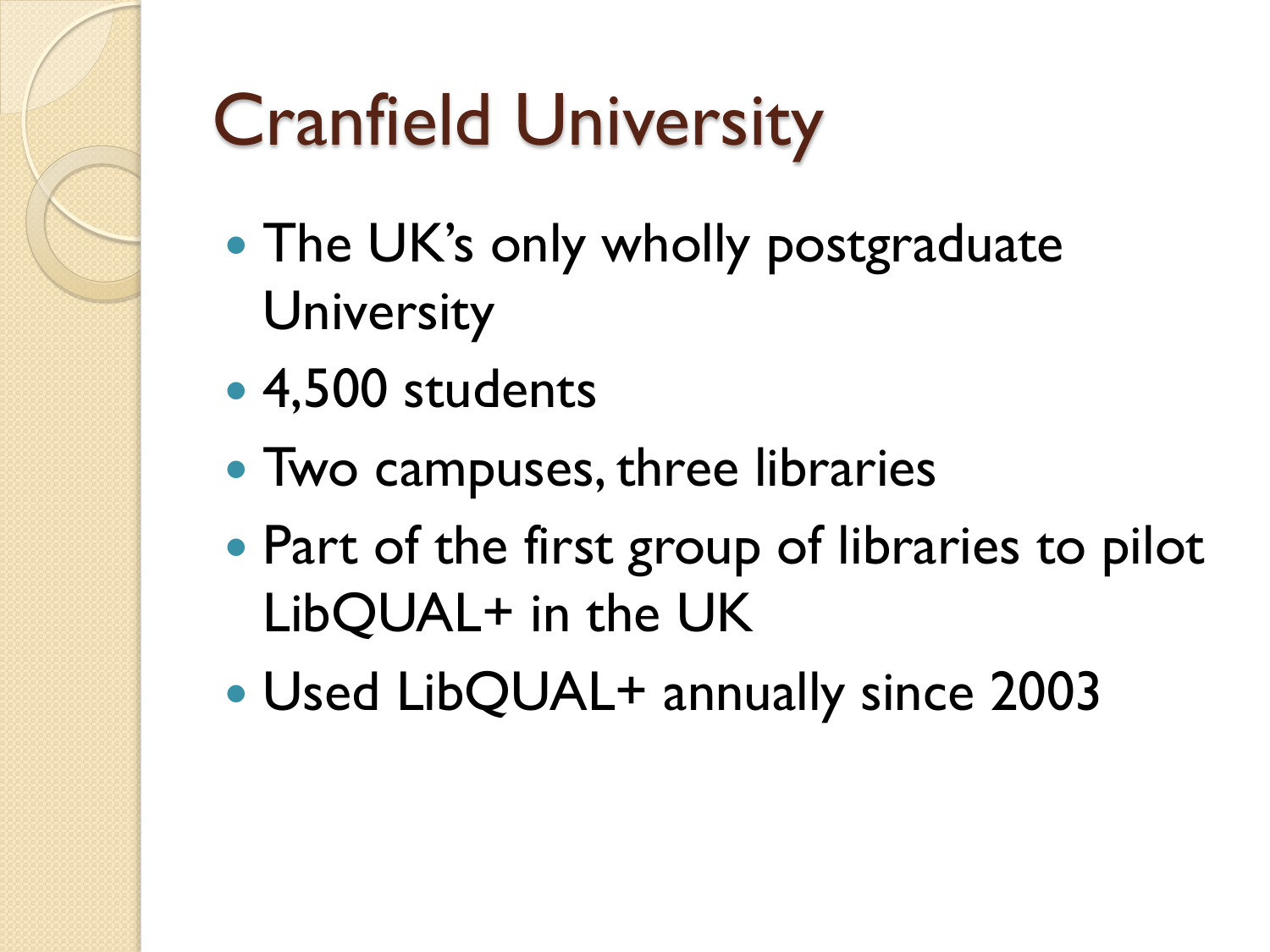# Cranfield University

- The UK's only wholly postgraduate University
- 4,500 students
- Two campuses, three libraries
- Part of the first group of libraries to pilot LibQUAL+ in the UK
- Used LibQUAL+ annually since 2003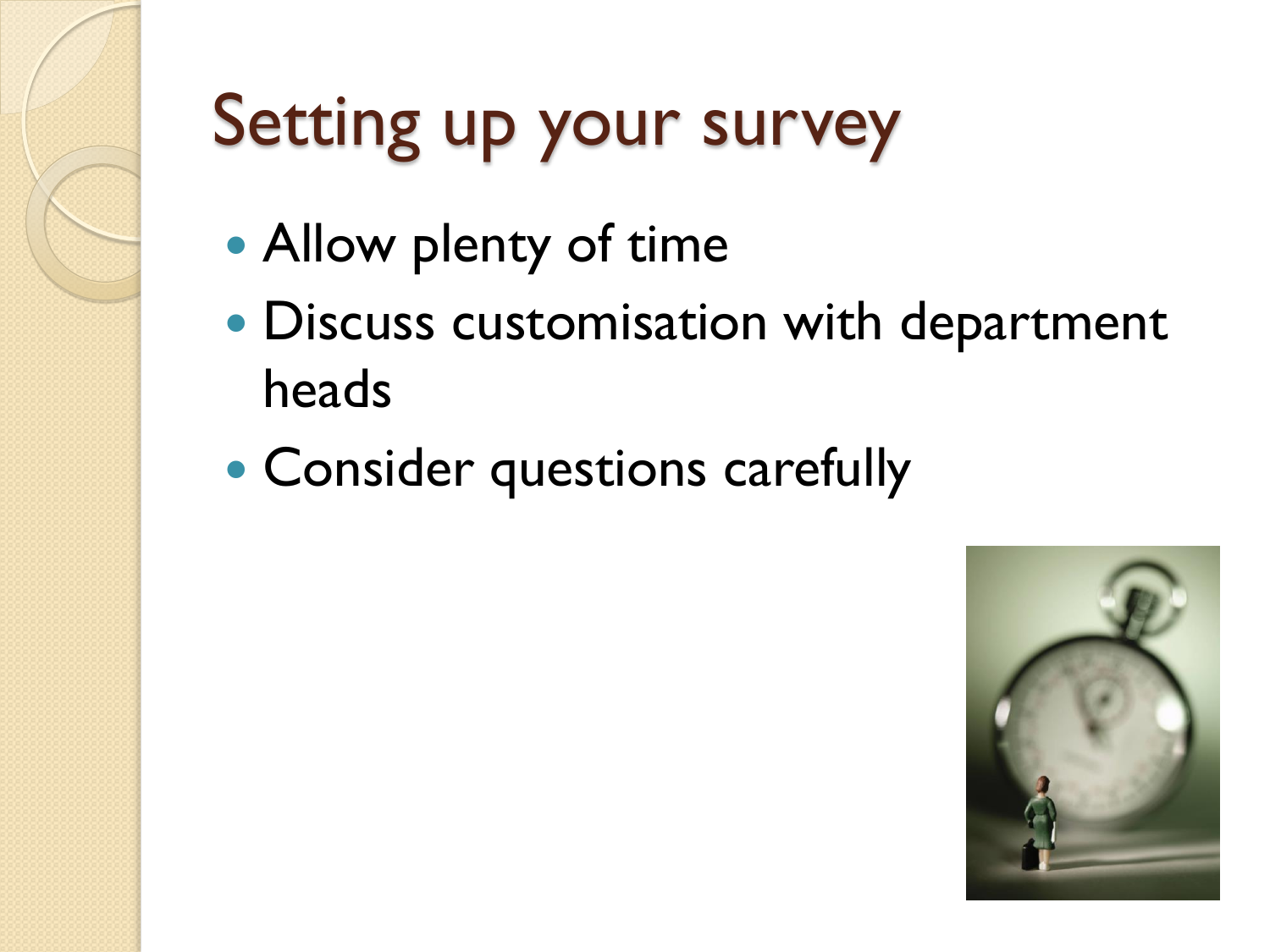# Setting up your survey

- Allow plenty of time
- Discuss customisation with department heads
- Consider questions carefully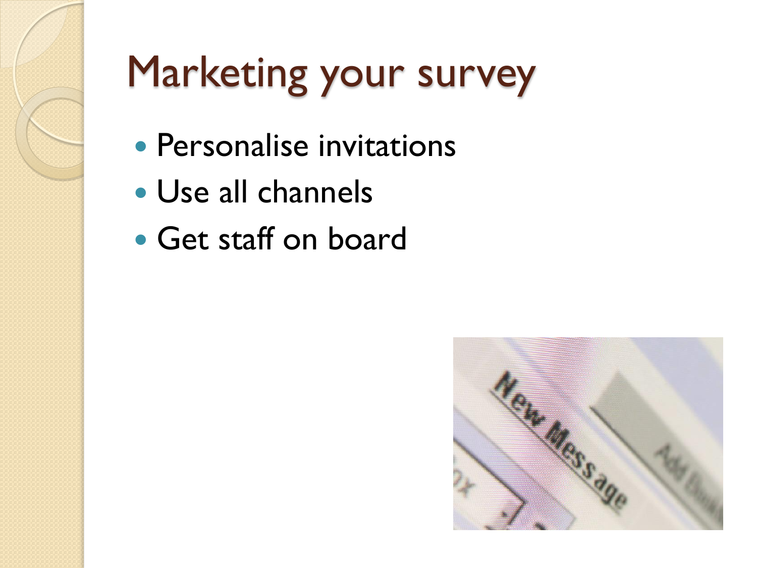# Marketing your survey

- Personalise invitations
- Use all channels
- Get staff on board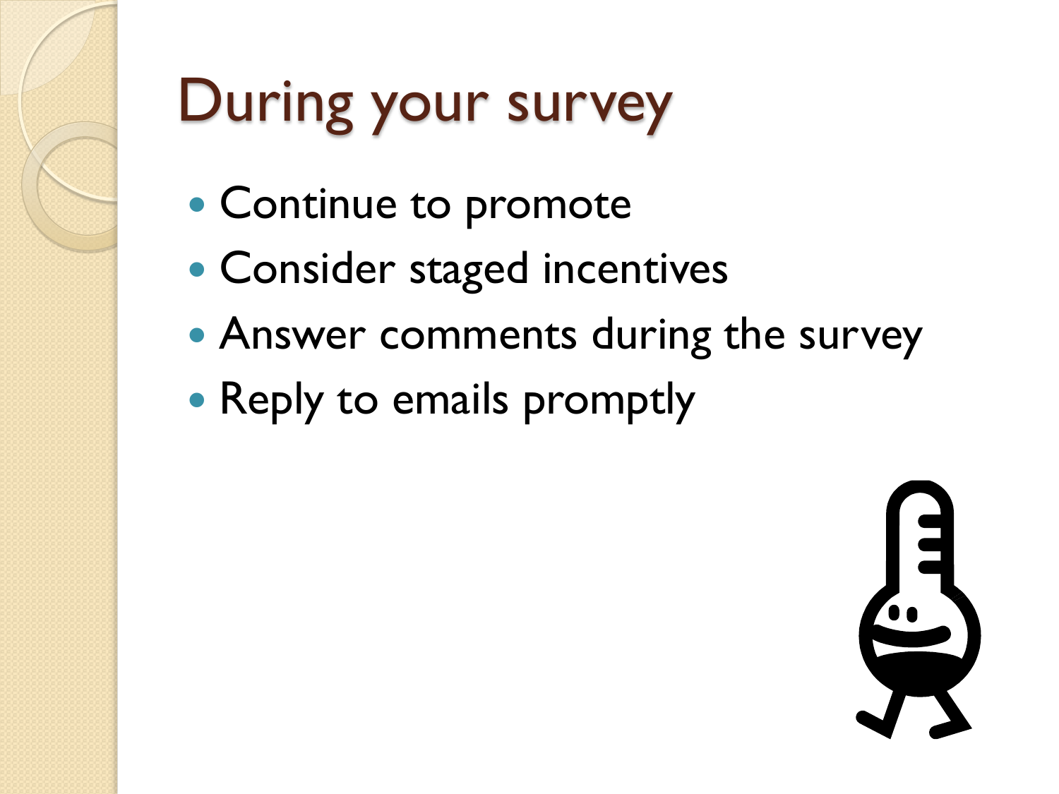# During your survey

- Continue to promote
- Consider staged incentives
- Answer comments during the survey
- Reply to emails promptly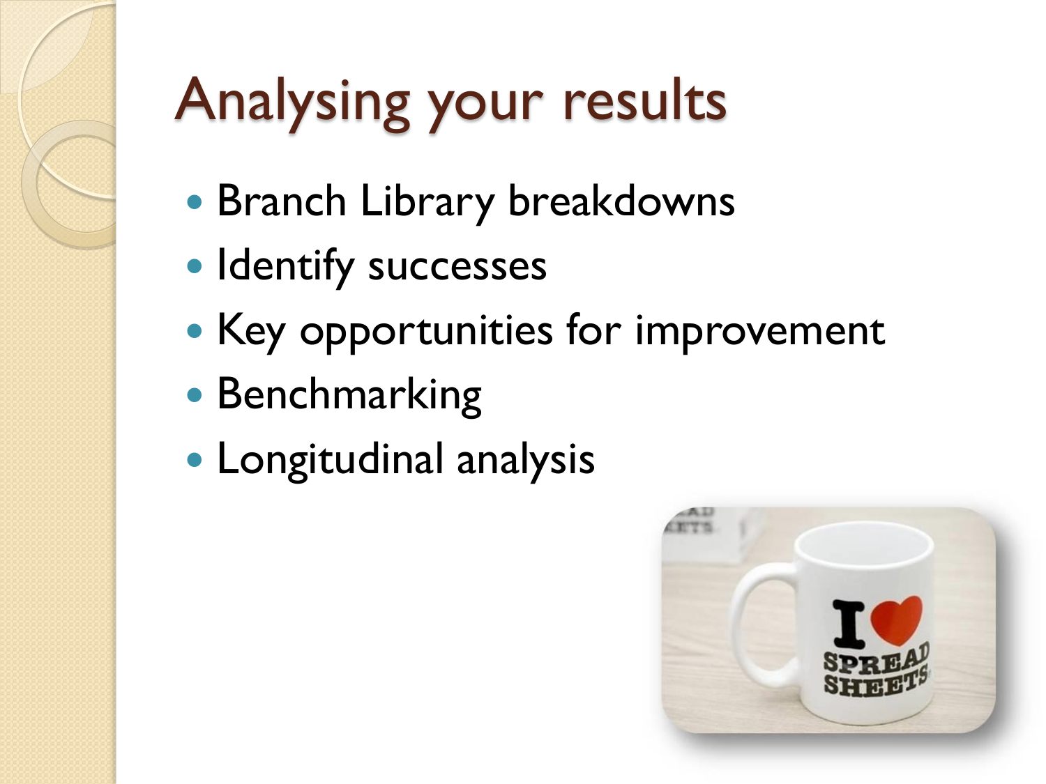# Analysing your results

- Branch Library breakdowns
- Identify successes
- Key opportunities for improvement
- Benchmarking
- Longitudinal analysis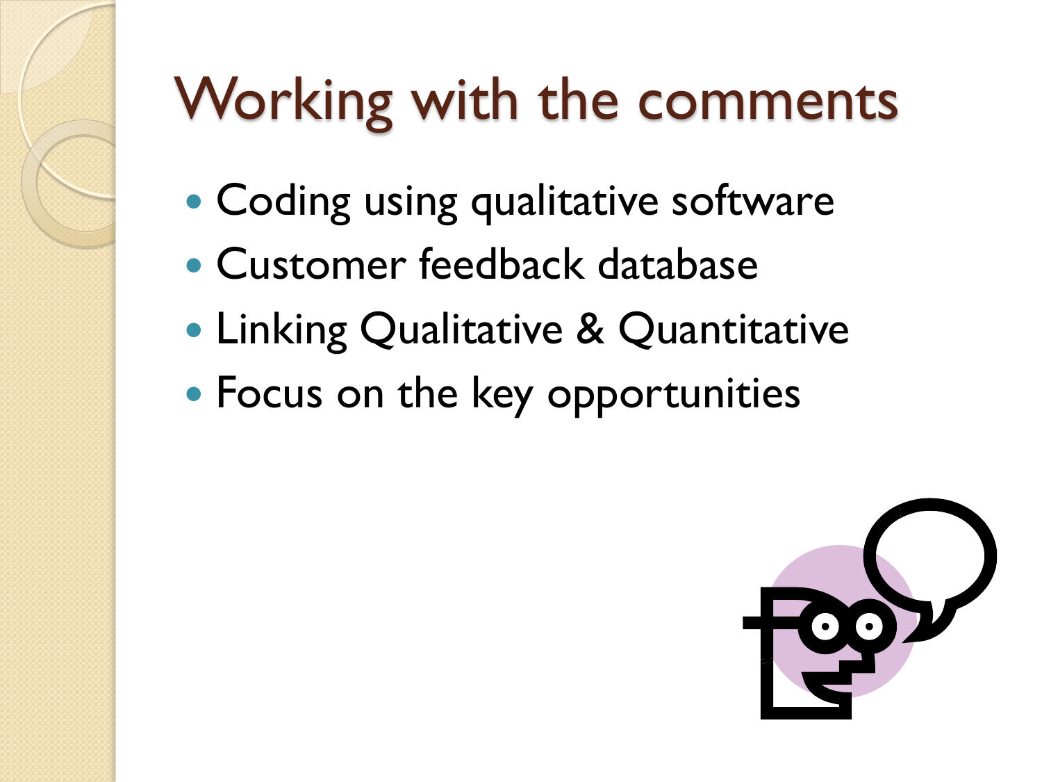# Working with the comments

- Coding using qualitative software
- Customer feedback database
- Linking Qualitative & Quantitative
- Focus on the key opportunities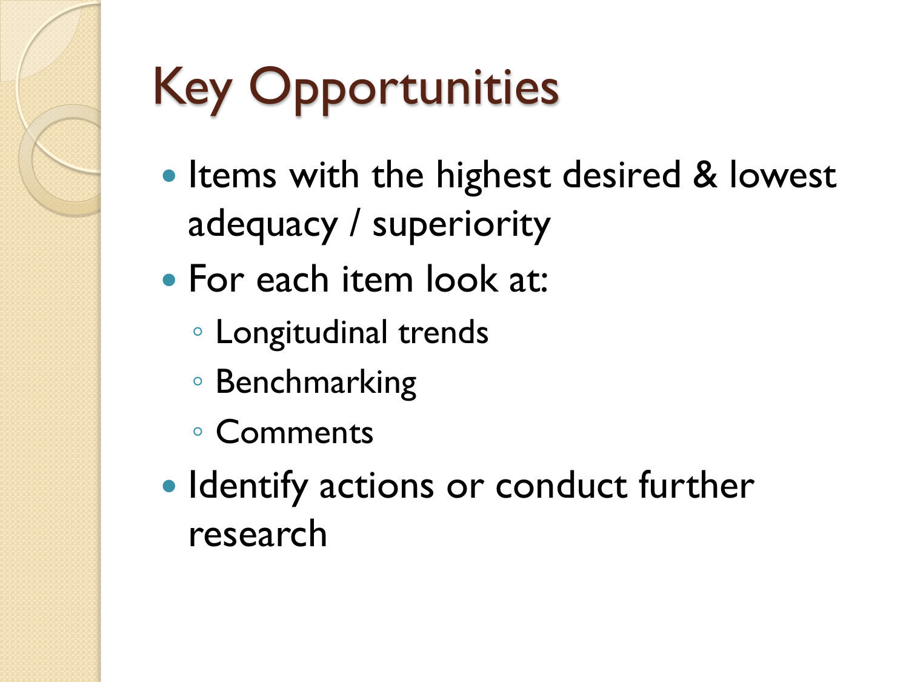# Key Opportunities

- Items with the highest desired & lowest adequacy / superiority
- For each item look at:
  - Longitudinal trends
  - Benchmarking
  - Comments
- Identify actions or conduct further research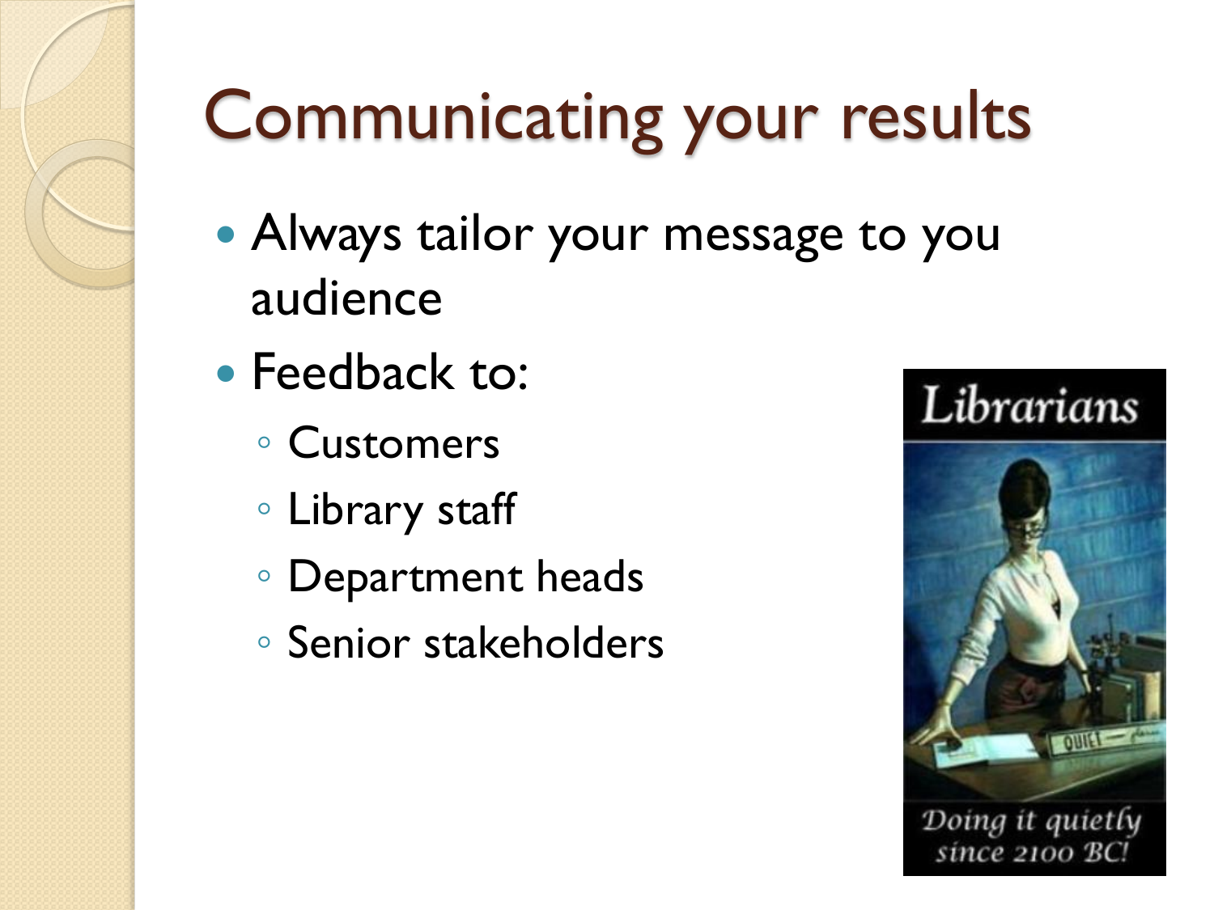# Communicating your results

- Always tailor your message to you audience
- Feedback to:
  - Customers
  - Library staff
  - Department heads
  - Senior stakeholders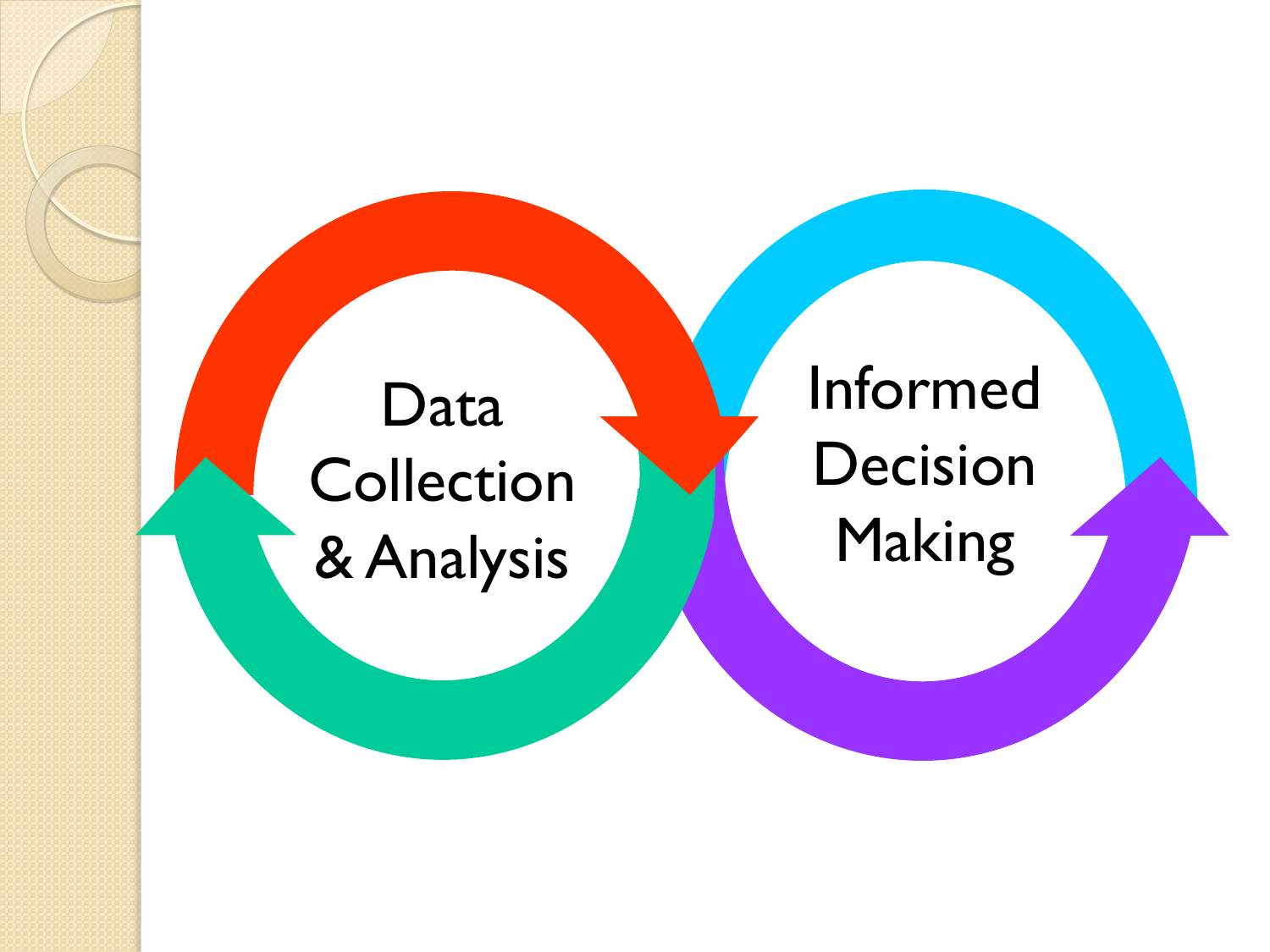Data Collection & Analysis

Informed Decision Making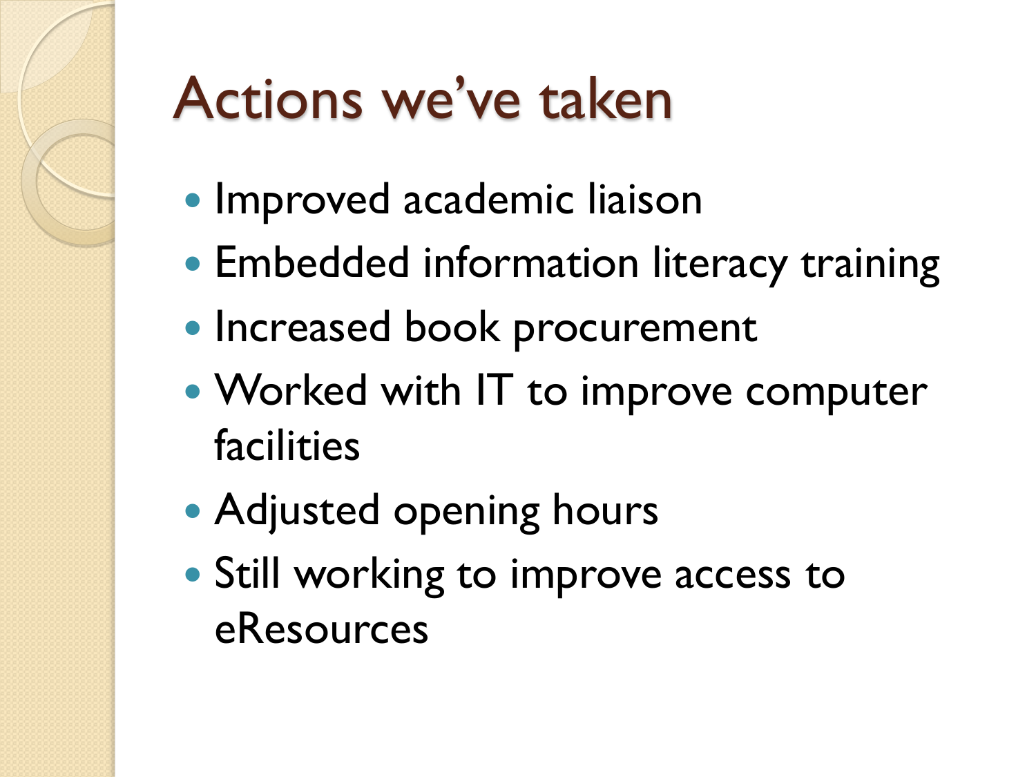# Actions we've taken

- Improved academic liaison
- Embedded information literacy training
- Increased book procurement
- Worked with IT to improve computer facilities
- Adjusted opening hours
- Still working to improve access to eResources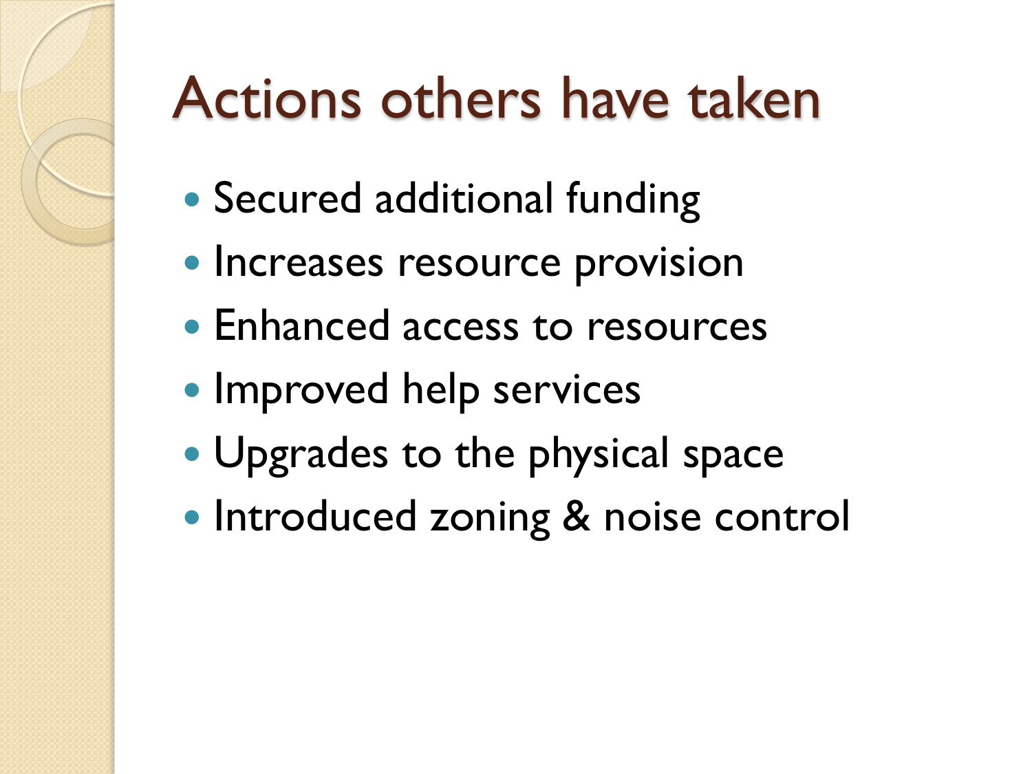# Actions others have taken

- Secured additional funding
- Increases resource provision
- Enhanced access to resources
- Improved help services
- Upgrades to the physical space
- Introduced zoning & noise control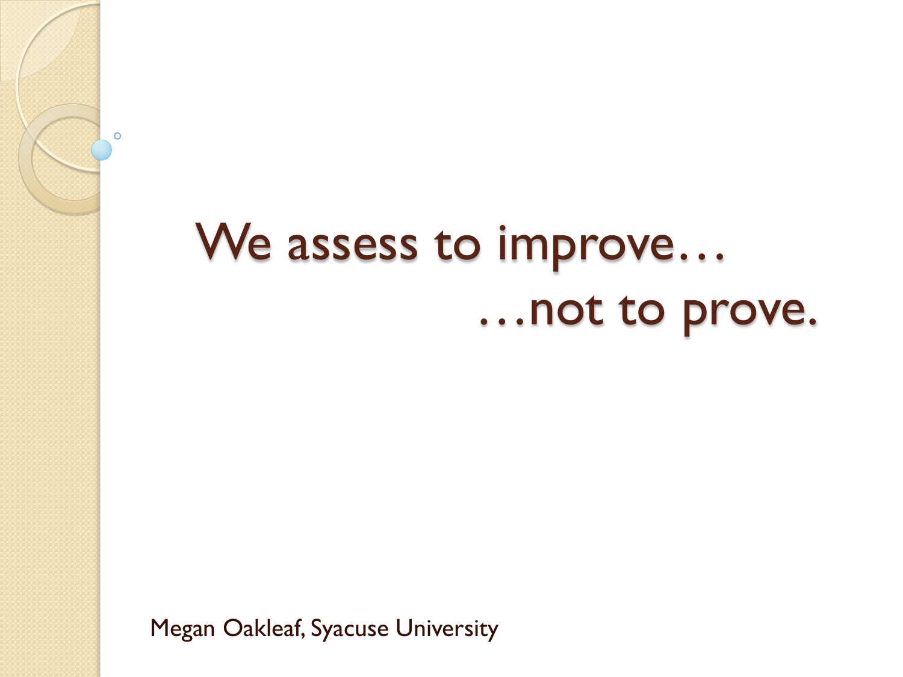# We assess to improve…
# …not to prove.

Megan Oakleaf, Syacuse University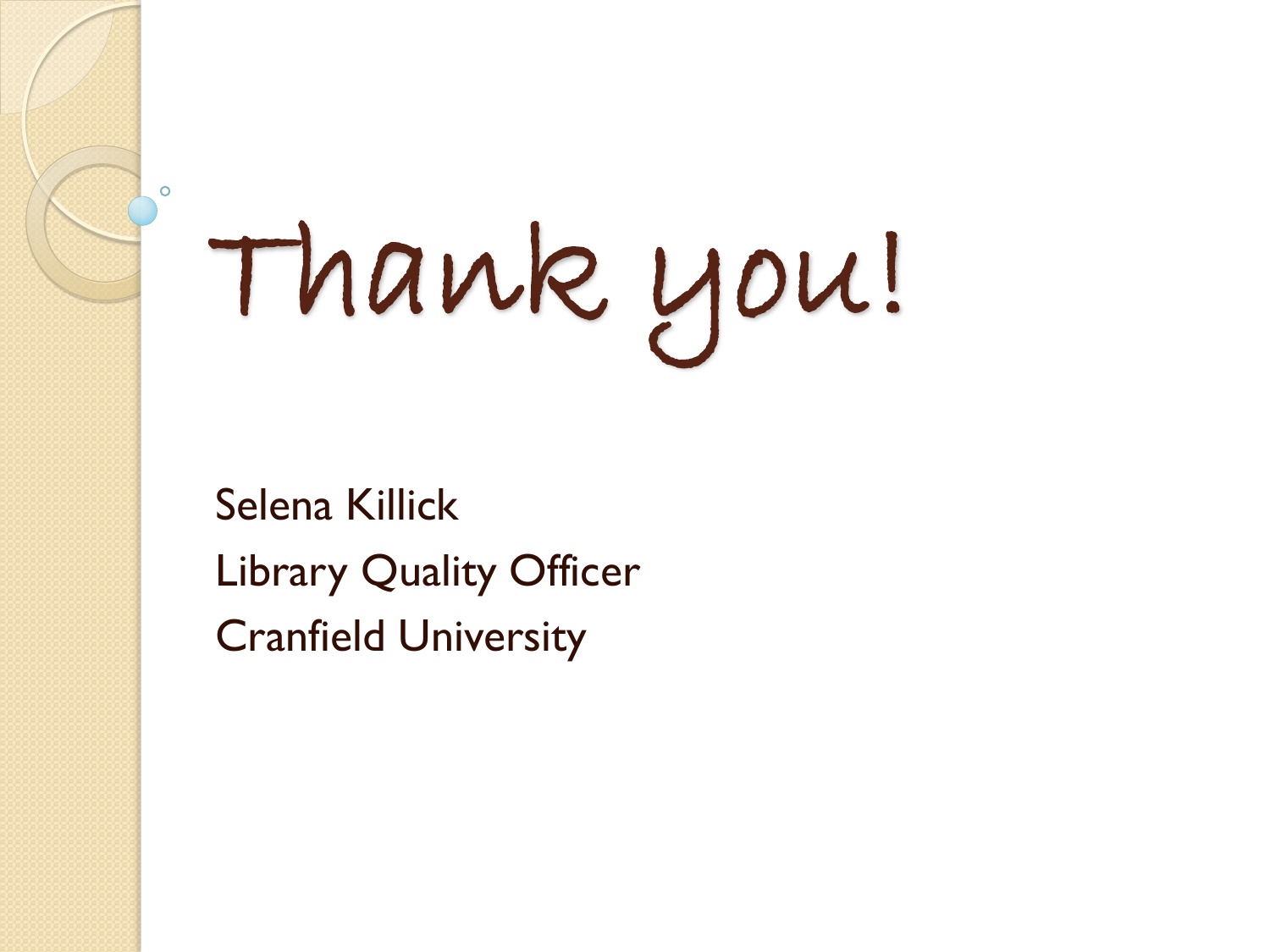# Thank you!

Selena Killick

Library Quality Officer

Cranfield University